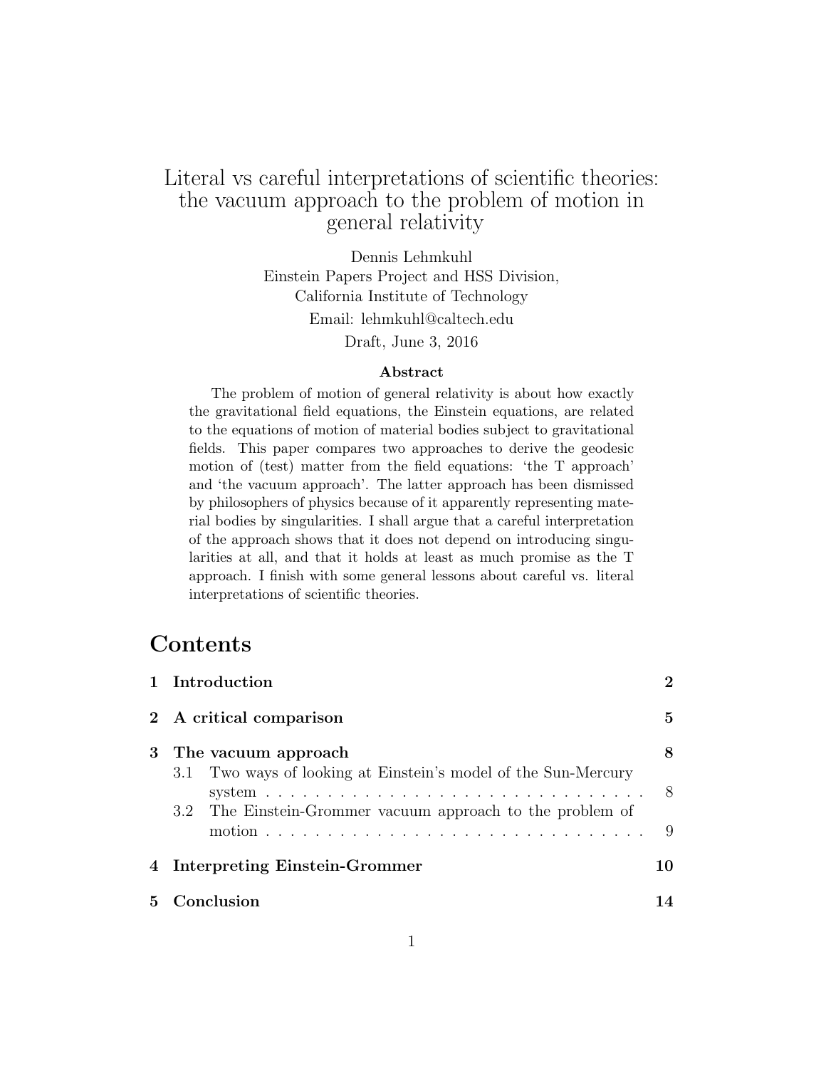# Literal vs careful interpretations of scientific theories: the vacuum approach to the problem of motion in general relativity

Dennis Lehmkuhl
Einstein Papers Project and HSS Division,
California Institute of Technology
Email: lehmkuhl@caltech.edu

Draft, June 3, 2016

### Abstract

The problem of motion of general relativity is about how exactly the gravitational field equations, the Einstein equations, are related to the equations of motion of material bodies subject to gravitational fields. This paper compares two approaches to derive the geodesic motion of (test) matter from the field equations: 'the T approach' and 'the vacuum approach'. The latter approach has been dismissed by philosophers of physics because of it apparently representing material bodies by singularities. I shall argue that a careful interpretation of the approach shows that it does not depend on introducing singularities at all, and that it holds at least as much promise as the T approach. I finish with some general lessons about careful vs. literal interpretations of scientific theories.

## Contents

| | | |
|---|---|---|
| **1** | **Introduction** | **2** |
| **2** | **A critical comparison** | **5** |
| **3** | **The vacuum approach** | **8** |
| 3.1 | Two ways of looking at Einstein's model of the Sun-Mercury system | 8 |
| 3.2 | The Einstein-Grommer vacuum approach to the problem of motion | 9 |
| **4** | **Interpreting Einstein-Grommer** | **10** |
| **5** | **Conclusion** | **14** |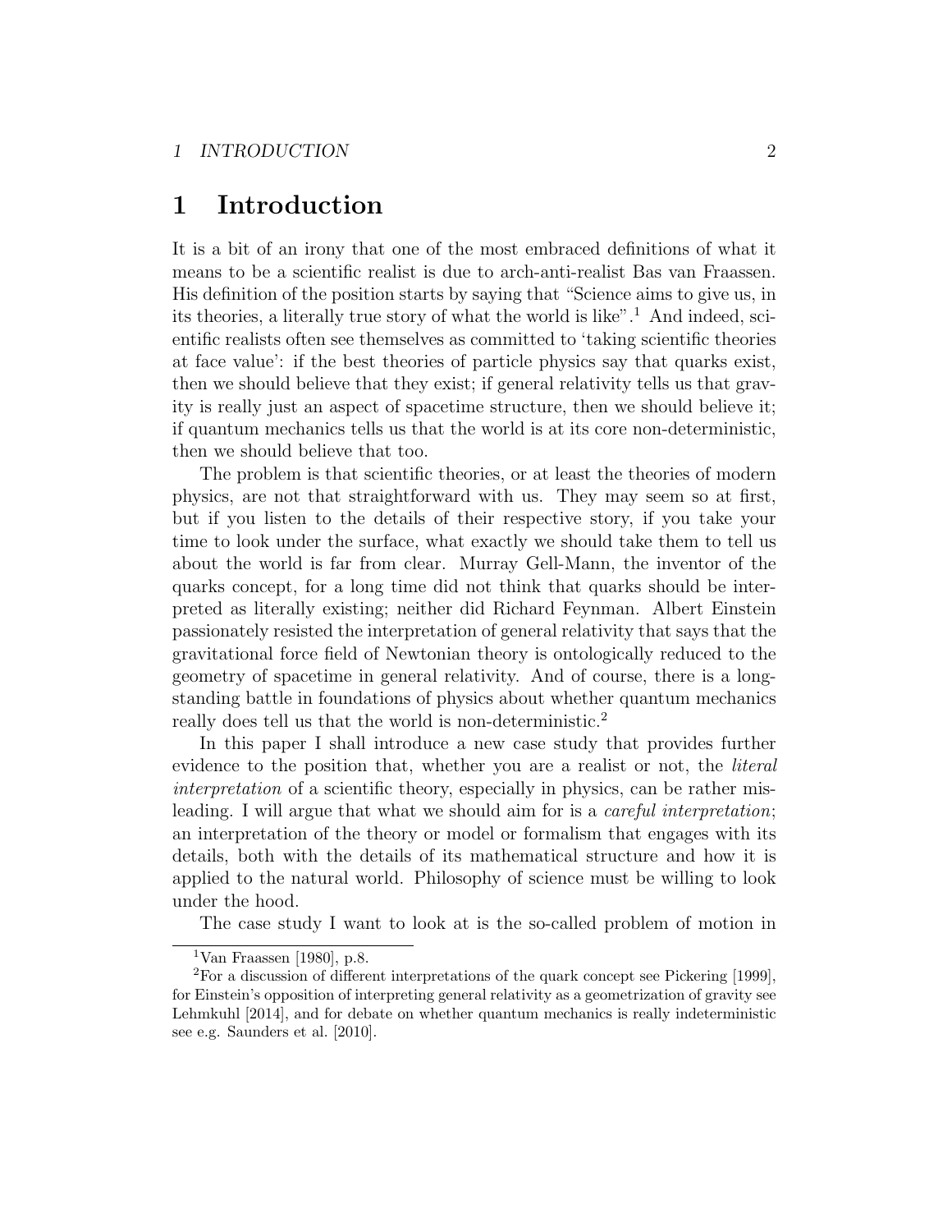# 1 Introduction

It is a bit of an irony that one of the most embraced definitions of what it means to be a scientific realist is due to arch-anti-realist Bas van Fraassen. His definition of the position starts by saying that "Science aims to give us, in its theories, a literally true story of what the world is like".[1] And indeed, scientific realists often see themselves as committed to 'taking scientific theories at face value': if the best theories of particle physics say that quarks exist, then we should believe that they exist; if general relativity tells us that gravity is really just an aspect of spacetime structure, then we should believe it; if quantum mechanics tells us that the world is at its core non-deterministic, then we should believe that too.

The problem is that scientific theories, or at least the theories of modern physics, are not that straightforward with us. They may seem so at first, but if you listen to the details of their respective story, if you take your time to look under the surface, what exactly we should take them to tell us about the world is far from clear. Murray Gell-Mann, the inventor of the quarks concept, for a long time did not think that quarks should be interpreted as literally existing; neither did Richard Feynman. Albert Einstein passionately resisted the interpretation of general relativity that says that the gravitational force field of Newtonian theory is ontologically reduced to the geometry of spacetime in general relativity. And of course, there is a long-standing battle in foundations of physics about whether quantum mechanics really does tell us that the world is non-deterministic.[2]

In this paper I shall introduce a new case study that provides further evidence to the position that, whether you are a realist or not, the *literal interpretation* of a scientific theory, especially in physics, can be rather misleading. I will argue that what we should aim for is a *careful interpretation*; an interpretation of the theory or model or formalism that engages with its details, both with the details of its mathematical structure and how it is applied to the natural world. Philosophy of science must be willing to look under the hood.

The case study I want to look at is the so-called problem of motion in

[1] Van Fraassen [1980], p.8.

[2] For a discussion of different interpretations of the quark concept see Pickering [1999], for Einstein's opposition of interpreting general relativity as a geometrization of gravity see Lehmkuhl [2014], and for debate on whether quantum mechanics is really indeterministic see e.g. Saunders et al. [2010].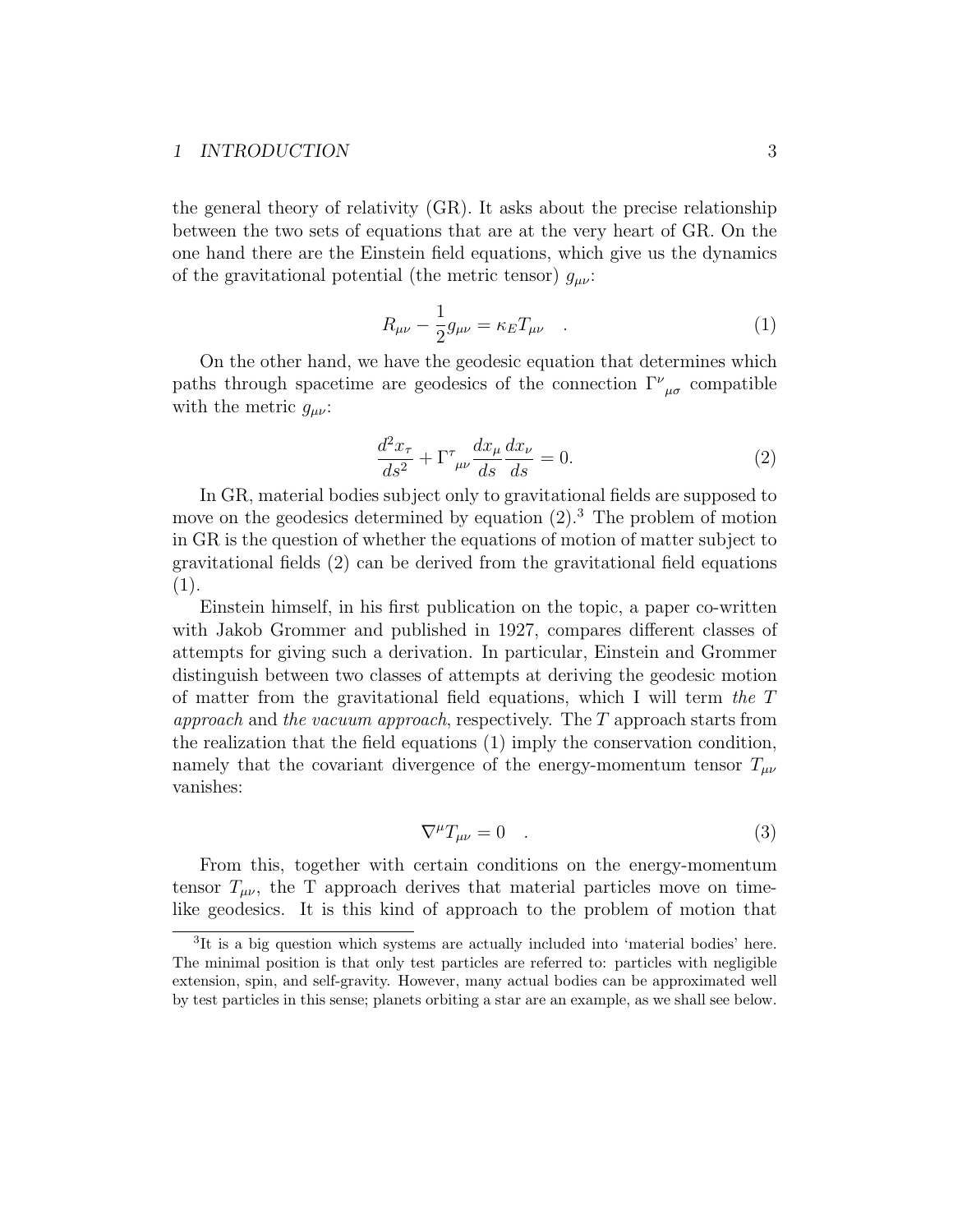the general theory of relativity (GR). It asks about the precise relationship between the two sets of equations that are at the very heart of GR. On the one hand there are the Einstein field equations, which give us the dynamics of the gravitational potential (the metric tensor) $g_{\mu\nu}$:

$$R_{\mu\nu} - \frac{1}{2}g_{\mu\nu} = \kappa_E T_{\mu\nu} \quad . \tag{1}$$

On the other hand, we have the geodesic equation that determines which paths through spacetime are geodesics of the connection ${\Gamma^{\nu}}_{\mu\sigma}$ compatible with the metric $g_{\mu\nu}$:

$$\frac{d^2 x_\tau}{ds^2} + {\Gamma^{\tau}}_{\mu\nu}\frac{dx_\mu}{ds}\frac{dx_\nu}{ds} = 0. \tag{2}$$

In GR, material bodies subject only to gravitational fields are supposed to move on the geodesics determined by equation (2).[3] The problem of motion in GR is the question of whether the equations of motion of matter subject to gravitational fields (2) can be derived from the gravitational field equations (1).

Einstein himself, in his first publication on the topic, a paper co-written with Jakob Grommer and published in 1927, compares different classes of attempts for giving such a derivation. In particular, Einstein and Grommer distinguish between two classes of attempts at deriving the geodesic motion of matter from the gravitational field equations, which I will term *the T approach* and *the vacuum approach*, respectively. The $T$ approach starts from the realization that the field equations (1) imply the conservation condition, namely that the covariant divergence of the energy-momentum tensor $T_{\mu\nu}$ vanishes:

$$\nabla^\mu T_{\mu\nu} = 0 \quad . \tag{3}$$

From this, together with certain conditions on the energy-momentum tensor $T_{\mu\nu}$, the T approach derives that material particles move on time-like geodesics. It is this kind of approach to the problem of motion that

[3] It is a big question which systems are actually included into 'material bodies' here. The minimal position is that only test particles are referred to: particles with negligible extension, spin, and self-gravity. However, many actual bodies can be approximated well by test particles in this sense; planets orbiting a star are an example, as we shall see below.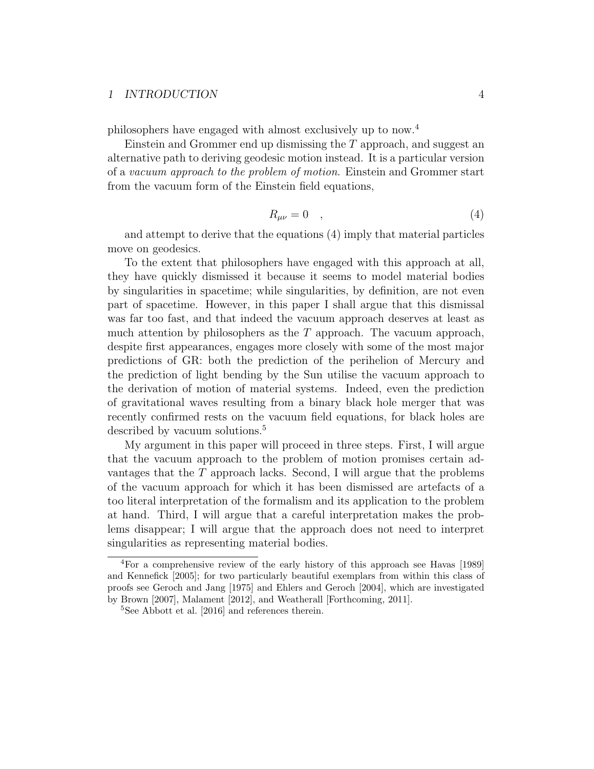philosophers have engaged with almost exclusively up to now.[4]

Einstein and Grommer end up dismissing the $T$ approach, and suggest an alternative path to deriving geodesic motion instead. It is a particular version of a *vacuum approach to the problem of motion*. Einstein and Grommer start from the vacuum form of the Einstein field equations,

$$R_{\mu\nu} = 0 \quad , \tag{4}$$

and attempt to derive that the equations (4) imply that material particles move on geodesics.

To the extent that philosophers have engaged with this approach at all, they have quickly dismissed it because it seems to model material bodies by singularities in spacetime; while singularities, by definition, are not even part of spacetime. However, in this paper I shall argue that this dismissal was far too fast, and that indeed the vacuum approach deserves at least as much attention by philosophers as the $T$ approach. The vacuum approach, despite first appearances, engages more closely with some of the most major predictions of GR: both the prediction of the perihelion of Mercury and the prediction of light bending by the Sun utilise the vacuum approach to the derivation of motion of material systems. Indeed, even the prediction of gravitational waves resulting from a binary black hole merger that was recently confirmed rests on the vacuum field equations, for black holes are described by vacuum solutions.[5]

My argument in this paper will proceed in three steps. First, I will argue that the vacuum approach to the problem of motion promises certain advantages that the $T$ approach lacks. Second, I will argue that the problems of the vacuum approach for which it has been dismissed are artefacts of a too literal interpretation of the formalism and its application to the problem at hand. Third, I will argue that a careful interpretation makes the problems disappear; I will argue that the approach does not need to interpret singularities as representing material bodies.

---

[4] For a comprehensive review of the early history of this approach see Havas [1989] and Kennefick [2005]; for two particularly beautiful exemplars from within this class of proofs see Geroch and Jang [1975] and Ehlers and Geroch [2004], which are investigated by Brown [2007], Malament [2012], and Weatherall [Forthcoming, 2011].

[5] See Abbott et al. [2016] and references therein.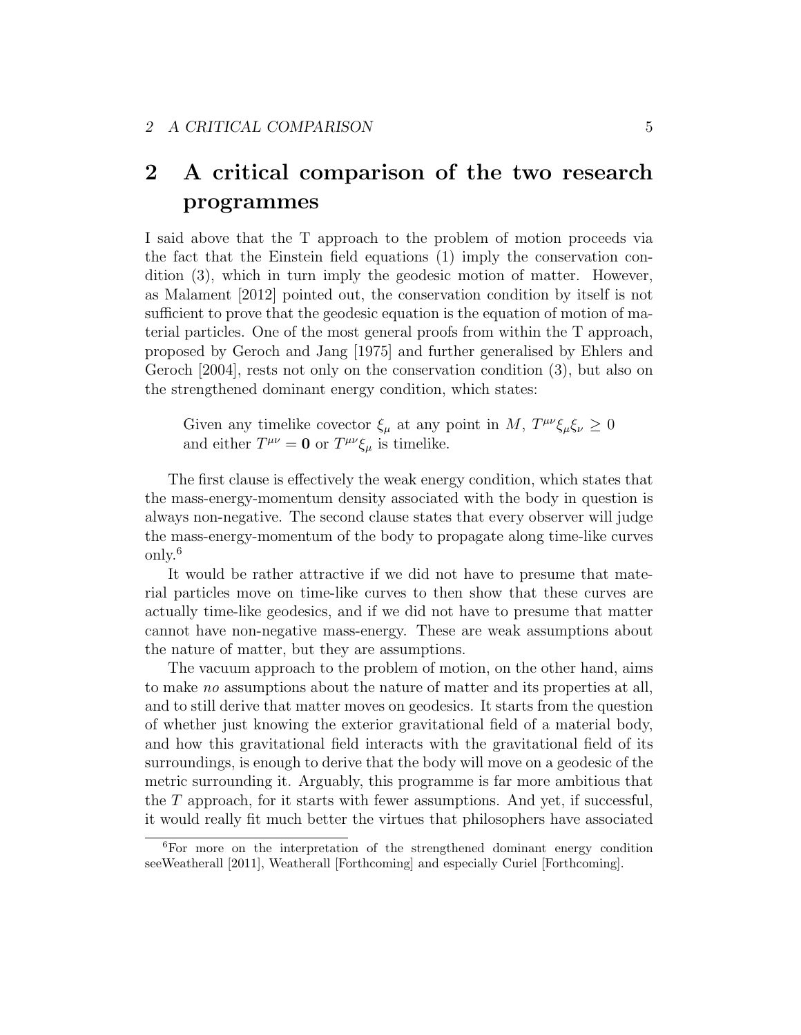## 2 A critical comparison of the two research programmes

I said above that the T approach to the problem of motion proceeds via the fact that the Einstein field equations (1) imply the conservation condition (3), which in turn imply the geodesic motion of matter. However, as Malament [2012] pointed out, the conservation condition by itself is not sufficient to prove that the geodesic equation is the equation of motion of material particles. One of the most general proofs from within the T approach, proposed by Geroch and Jang [1975] and further generalised by Ehlers and Geroch [2004], rests not only on the conservation condition (3), but also on the strengthened dominant energy condition, which states:

> Given any timelike covector $\xi_\mu$ at any point in $M$, $T^{\mu\nu}\xi_\mu\xi_\nu \geq 0$ and either $T^{\mu\nu} = \mathbf{0}$ or $T^{\mu\nu}\xi_\mu$ is timelike.

The first clause is effectively the weak energy condition, which states that the mass-energy-momentum density associated with the body in question is always non-negative. The second clause states that every observer will judge the mass-energy-momentum of the body to propagate along time-like curves only.[6]

It would be rather attractive if we did not have to presume that material particles move on time-like curves to then show that these curves are actually time-like geodesics, and if we did not have to presume that matter cannot have non-negative mass-energy. These are weak assumptions about the nature of matter, but they are assumptions.

The vacuum approach to the problem of motion, on the other hand, aims to make *no* assumptions about the nature of matter and its properties at all, and to still derive that matter moves on geodesics. It starts from the question of whether just knowing the exterior gravitational field of a material body, and how this gravitational field interacts with the gravitational field of its surroundings, is enough to derive that the body will move on a geodesic of the metric surrounding it. Arguably, this programme is far more ambitious that the $T$ approach, for it starts with fewer assumptions. And yet, if successful, it would really fit much better the virtues that philosophers have associated

[6] For more on the interpretation of the strengthened dominant energy condition seeWeatherall [2011], Weatherall [Forthcoming] and especially Curiel [Forthcoming].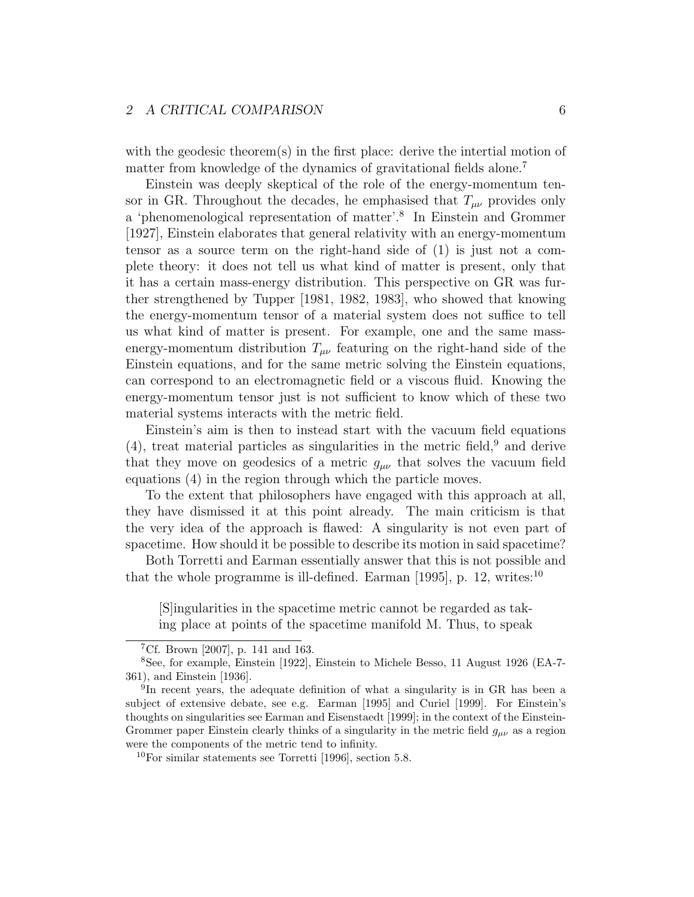with the geodesic theorem(s) in the first place: derive the intertial motion of matter from knowledge of the dynamics of gravitational fields alone.[7]

Einstein was deeply skeptical of the role of the energy-momentum tensor in GR. Throughout the decades, he emphasised that $T_{\mu\nu}$ provides only a 'phenomenological representation of matter'.[8] In Einstein and Grommer [1927], Einstein elaborates that general relativity with an energy-momentum tensor as a source term on the right-hand side of (1) is just not a complete theory: it does not tell us what kind of matter is present, only that it has a certain mass-energy distribution. This perspective on GR was further strengthened by Tupper [1981, 1982, 1983], who showed that knowing the energy-momentum tensor of a material system does not suffice to tell us what kind of matter is present. For example, one and the same mass-energy-momentum distribution $T_{\mu\nu}$ featuring on the right-hand side of the Einstein equations, and for the same metric solving the Einstein equations, can correspond to an electromagnetic field or a viscous fluid. Knowing the energy-momentum tensor just is not sufficient to know which of these two material systems interacts with the metric field.

Einstein's aim is then to instead start with the vacuum field equations (4), treat material particles as singularities in the metric field,[9] and derive that they move on geodesics of a metric $g_{\mu\nu}$ that solves the vacuum field equations (4) in the region through which the particle moves.

To the extent that philosophers have engaged with this approach at all, they have dismissed it at this point already. The main criticism is that the very idea of the approach is flawed: A singularity is not even part of spacetime. How should it be possible to describe its motion in said spacetime?

Both Torretti and Earman essentially answer that this is not possible and that the whole programme is ill-defined. Earman [1995], p. 12, writes:[10]

> [S]ingularities in the spacetime metric cannot be regarded as taking place at points of the spacetime manifold M. Thus, to speak

---

[7] Cf. Brown [2007], p. 141 and 163.

[8] See, for example, Einstein [1922], Einstein to Michele Besso, 11 August 1926 (EA-7-361), and Einstein [1936].

[9] In recent years, the adequate definition of what a singularity is in GR has been a subject of extensive debate, see e.g. Earman [1995] and Curiel [1999]. For Einstein's thoughts on singularities see Earman and Eisenstaedt [1999]; in the context of the Einstein-Grommer paper Einstein clearly thinks of a singularity in the metric field $g_{\mu\nu}$ as a region were the components of the metric tend to infinity.

[10] For similar statements see Torretti [1996], section 5.8.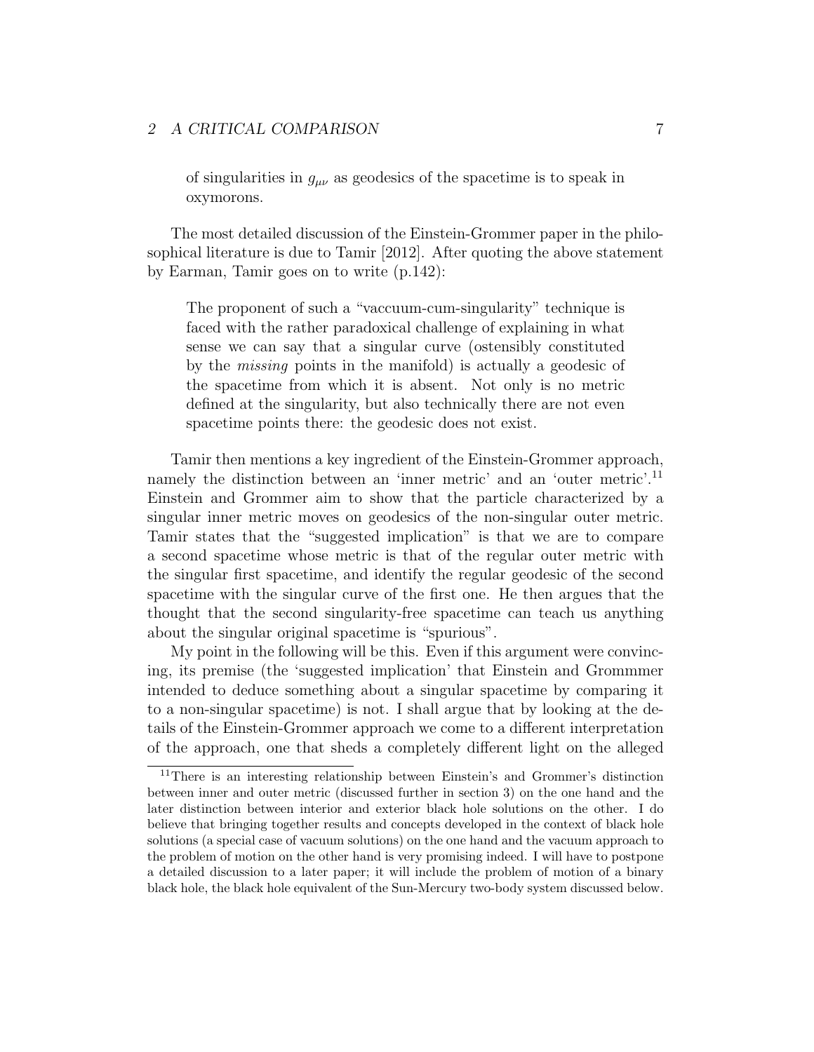of singularities in $g_{\mu\nu}$ as geodesics of the spacetime is to speak in oxymorons.

The most detailed discussion of the Einstein-Grommer paper in the philosophical literature is due to Tamir [2012]. After quoting the above statement by Earman, Tamir goes on to write (p.142):

> The proponent of such a "vaccuum-cum-singularity" technique is faced with the rather paradoxical challenge of explaining in what sense we can say that a singular curve (ostensibly constituted by the *missing* points in the manifold) is actually a geodesic of the spacetime from which it is absent. Not only is no metric defined at the singularity, but also technically there are not even spacetime points there: the geodesic does not exist.

Tamir then mentions a key ingredient of the Einstein-Grommer approach, namely the distinction between an 'inner metric' and an 'outer metric'.[11] Einstein and Grommer aim to show that the particle characterized by a singular inner metric moves on geodesics of the non-singular outer metric. Tamir states that the "suggested implication" is that we are to compare a second spacetime whose metric is that of the regular outer metric with the singular first spacetime, and identify the regular geodesic of the second spacetime with the singular curve of the first one. He then argues that the thought that the second singularity-free spacetime can teach us anything about the singular original spacetime is "spurious".

My point in the following will be this. Even if this argument were convincing, its premise (the 'suggested implication' that Einstein and Grommmer intended to deduce something about a singular spacetime by comparing it to a non-singular spacetime) is not. I shall argue that by looking at the details of the Einstein-Grommer approach we come to a different interpretation of the approach, one that sheds a completely different light on the alleged

[11] There is an interesting relationship between Einstein's and Grommer's distinction between inner and outer metric (discussed further in section 3) on the one hand and the later distinction between interior and exterior black hole solutions on the other. I do believe that bringing together results and concepts developed in the context of black hole solutions (a special case of vacuum solutions) on the one hand and the vacuum approach to the problem of motion on the other hand is very promising indeed. I will have to postpone a detailed discussion to a later paper; it will include the problem of motion of a binary black hole, the black hole equivalent of the Sun-Mercury two-body system discussed below.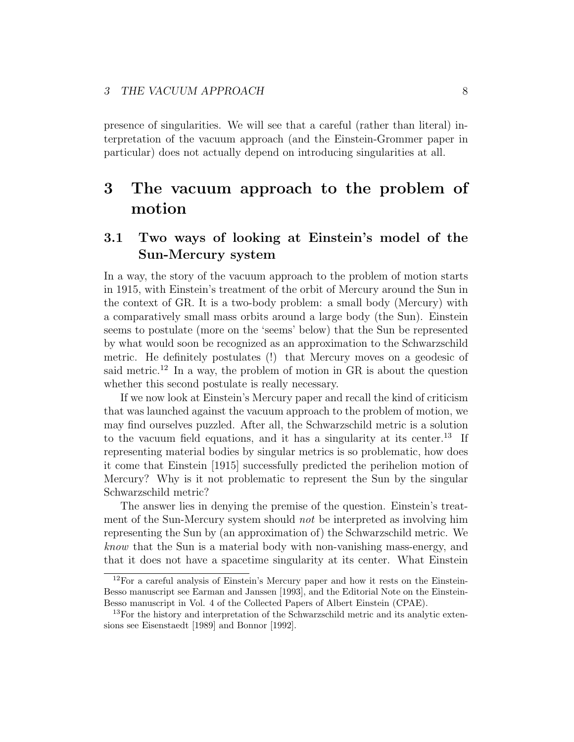presence of singularities. We will see that a careful (rather than literal) interpretation of the vacuum approach (and the Einstein-Grommer paper in particular) does not actually depend on introducing singularities at all.

# 3 The vacuum approach to the problem of motion

## 3.1 Two ways of looking at Einstein's model of the Sun-Mercury system

In a way, the story of the vacuum approach to the problem of motion starts in 1915, with Einstein's treatment of the orbit of Mercury around the Sun in the context of GR. It is a two-body problem: a small body (Mercury) with a comparatively small mass orbits around a large body (the Sun). Einstein seems to postulate (more on the 'seems' below) that the Sun be represented by what would soon be recognized as an approximation to the Schwarzschild metric. He definitely postulates (!) that Mercury moves on a geodesic of said metric.[12] In a way, the problem of motion in GR is about the question whether this second postulate is really necessary.

If we now look at Einstein's Mercury paper and recall the kind of criticism that was launched against the vacuum approach to the problem of motion, we may find ourselves puzzled. After all, the Schwarzschild metric is a solution to the vacuum field equations, and it has a singularity at its center.[13] If representing material bodies by singular metrics is so problematic, how does it come that Einstein [1915] successfully predicted the perihelion motion of Mercury? Why is it not problematic to represent the Sun by the singular Schwarzschild metric?

The answer lies in denying the premise of the question. Einstein's treatment of the Sun-Mercury system should *not* be interpreted as involving him representing the Sun by (an approximation of) the Schwarzschild metric. We *know* that the Sun is a material body with non-vanishing mass-energy, and that it does not have a spacetime singularity at its center. What Einstein

[12] For a careful analysis of Einstein's Mercury paper and how it rests on the Einstein-Besso manuscript see Earman and Janssen [1993], and the Editorial Note on the Einstein-Besso manuscript in Vol. 4 of the Collected Papers of Albert Einstein (CPAE).

[13] For the history and interpretation of the Schwarzschild metric and its analytic extensions see Eisenstaedt [1989] and Bonnor [1992].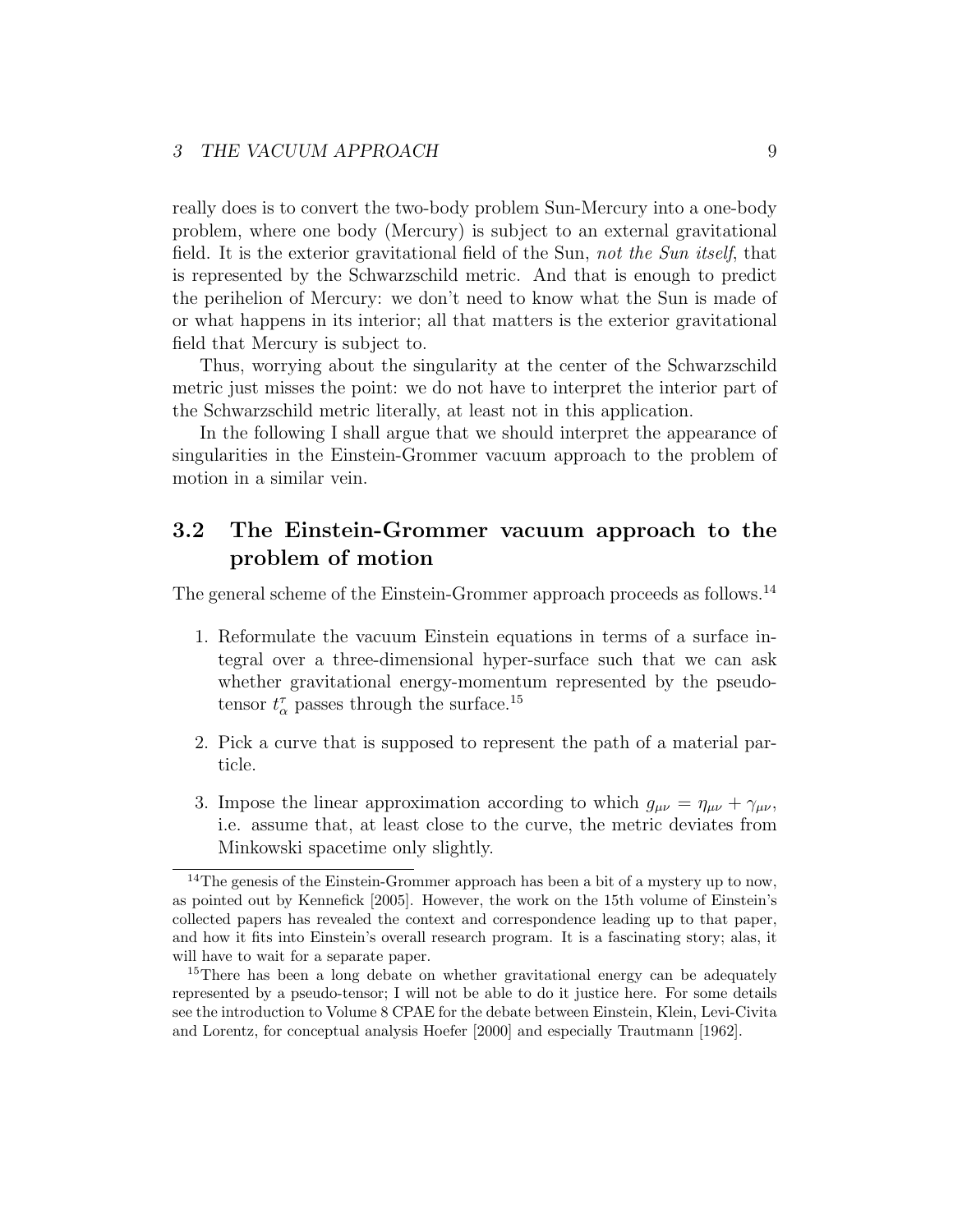really does is to convert the two-body problem Sun-Mercury into a one-body problem, where one body (Mercury) is subject to an external gravitational field. It is the exterior gravitational field of the Sun, *not the Sun itself*, that is represented by the Schwarzschild metric. And that is enough to predict the perihelion of Mercury: we don't need to know what the Sun is made of or what happens in its interior; all that matters is the exterior gravitational field that Mercury is subject to.

Thus, worrying about the singularity at the center of the Schwarzschild metric just misses the point: we do not have to interpret the interior part of the Schwarzschild metric literally, at least not in this application.

In the following I shall argue that we should interpret the appearance of singularities in the Einstein-Grommer vacuum approach to the problem of motion in a similar vein.

## 3.2 The Einstein-Grommer vacuum approach to the problem of motion

The general scheme of the Einstein-Grommer approach proceeds as follows.[14]

1. Reformulate the vacuum Einstein equations in terms of a surface integral over a three-dimensional hyper-surface such that we can ask whether gravitational energy-momentum represented by the pseudo-tensor $t_{\alpha}^{\tau}$ passes through the surface.[15]
2. Pick a curve that is supposed to represent the path of a material particle.
3. Impose the linear approximation according to which $g_{\mu\nu} = \eta_{\mu\nu} + \gamma_{\mu\nu}$, i.e. assume that, at least close to the curve, the metric deviates from Minkowski spacetime only slightly.

---

[14] The genesis of the Einstein-Grommer approach has been a bit of a mystery up to now, as pointed out by Kennefick [2005]. However, the work on the 15th volume of Einstein's collected papers has revealed the context and correspondence leading up to that paper, and how it fits into Einstein's overall research program. It is a fascinating story; alas, it will have to wait for a separate paper.

[15] There has been a long debate on whether gravitational energy can be adequately represented by a pseudo-tensor; I will not be able to do it justice here. For some details see the introduction to Volume 8 CPAE for the debate between Einstein, Klein, Levi-Civita and Lorentz, for conceptual analysis Hoefer [2000] and especially Trautmann [1962].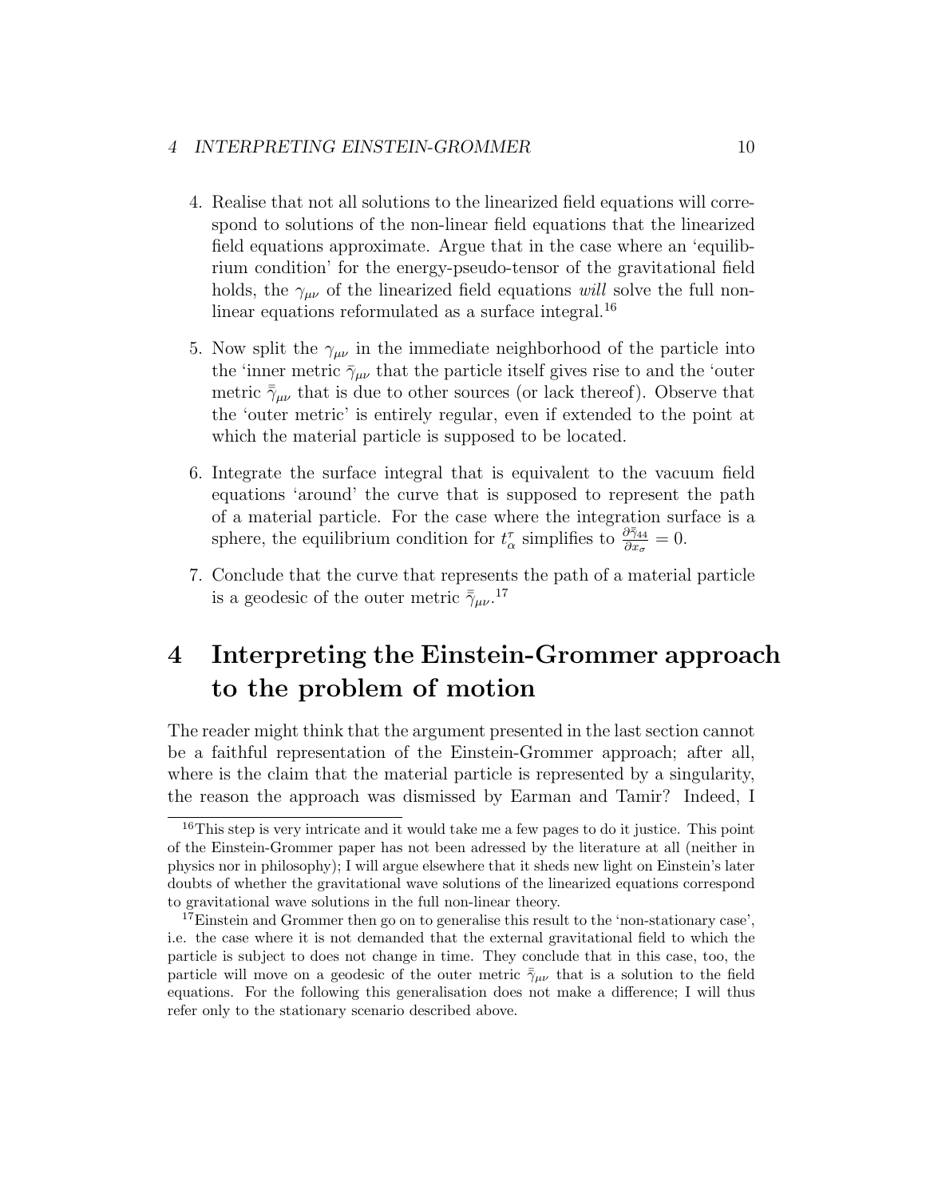4. Realise that not all solutions to the linearized field equations will correspond to solutions of the non-linear field equations that the linearized field equations approximate. Argue that in the case where an 'equilibrium condition' for the energy-pseudo-tensor of the gravitational field holds, the $\gamma_{\mu\nu}$ of the linearized field equations *will* solve the full non-linear equations reformulated as a surface integral.[16]

5. Now split the $\gamma_{\mu\nu}$ in the immediate neighborhood of the particle into the 'inner metric $\bar{\gamma}_{\mu\nu}$ that the particle itself gives rise to and the 'outer metric $\bar{\bar{\gamma}}_{\mu\nu}$ that is due to other sources (or lack thereof). Observe that the 'outer metric' is entirely regular, even if extended to the point at which the material particle is supposed to be located.

6. Integrate the surface integral that is equivalent to the vacuum field equations 'around' the curve that is supposed to represent the path of a material particle. For the case where the integration surface is a sphere, the equilibrium condition for $t^{\tau}_{\alpha}$ simplifies to $\frac{\partial \bar{\bar{\gamma}}_{44}}{\partial x_{\sigma}} = 0$.

7. Conclude that the curve that represents the path of a material particle is a geodesic of the outer metric $\bar{\bar{\gamma}}_{\mu\nu}$.[17]

# 4 Interpreting the Einstein-Grommer approach to the problem of motion

The reader might think that the argument presented in the last section cannot be a faithful representation of the Einstein-Grommer approach; after all, where is the claim that the material particle is represented by a singularity, the reason the approach was dismissed by Earman and Tamir? Indeed, I

[16] This step is very intricate and it would take me a few pages to do it justice. This point of the Einstein-Grommer paper has not been adressed by the literature at all (neither in physics nor in philosophy); I will argue elsewhere that it sheds new light on Einstein's later doubts of whether the gravitational wave solutions of the linearized equations correspond to gravitational wave solutions in the full non-linear theory.

[17] Einstein and Grommer then go on to generalise this result to the 'non-stationary case', i.e. the case where it is not demanded that the external gravitational field to which the particle is subject to does not change in time. They conclude that in this case, too, the particle will move on a geodesic of the outer metric $\bar{\bar{\gamma}}_{\mu\nu}$ that is a solution to the field equations. For the following this generalisation does not make a difference; I will thus refer only to the stationary scenario described above.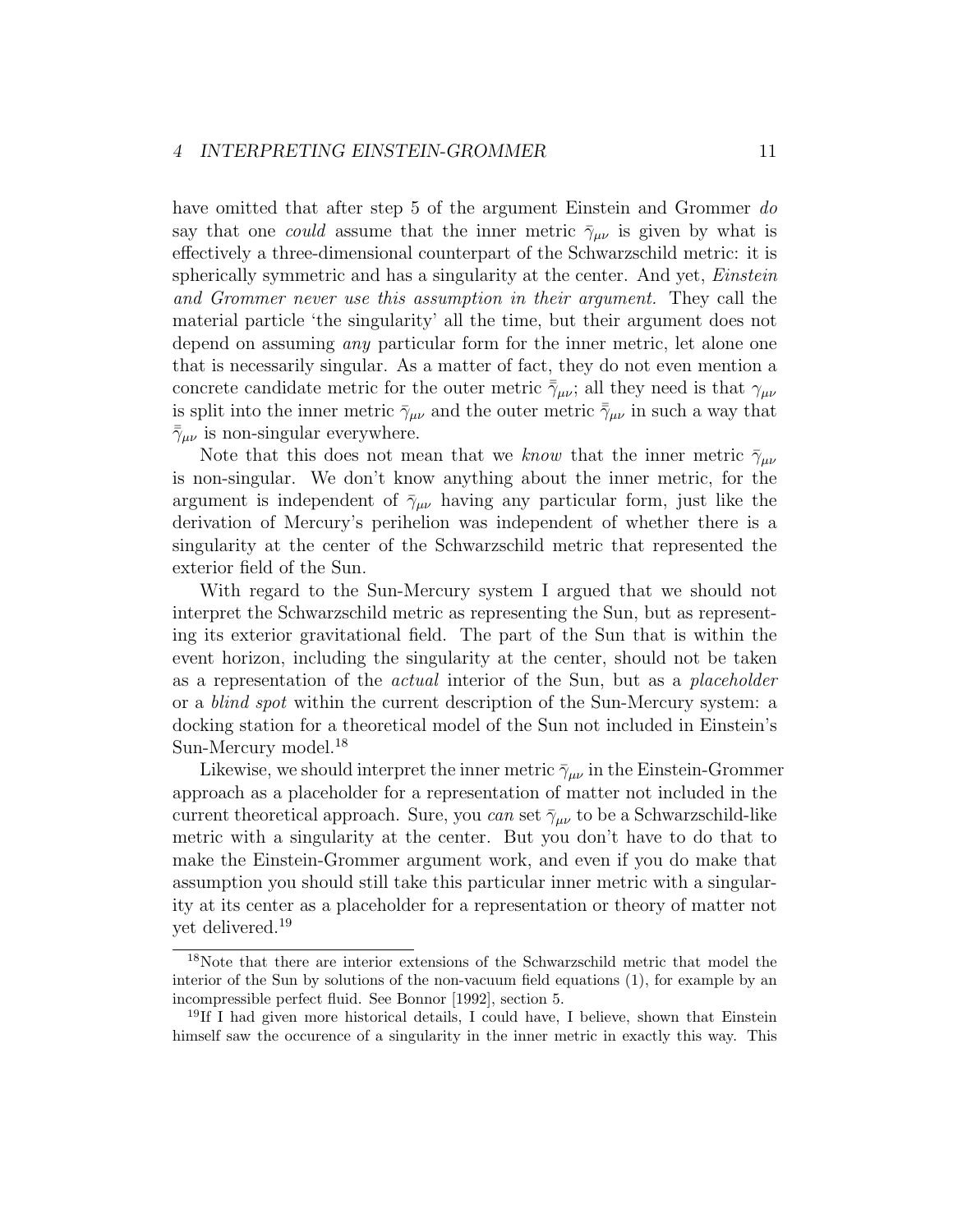have omitted that after step 5 of the argument Einstein and Grommer *do* say that one *could* assume that the inner metric $\bar{\gamma}_{\mu\nu}$ is given by what is effectively a three-dimensional counterpart of the Schwarzschild metric: it is spherically symmetric and has a singularity at the center. And yet, *Einstein and Grommer never use this assumption in their argument.* They call the material particle 'the singularity' all the time, but their argument does not depend on assuming *any* particular form for the inner metric, let alone one that is necessarily singular. As a matter of fact, they do not even mention a concrete candidate metric for the outer metric $\bar{\bar{\gamma}}_{\mu\nu}$; all they need is that $\gamma_{\mu\nu}$ is split into the inner metric $\bar{\gamma}_{\mu\nu}$ and the outer metric $\bar{\bar{\gamma}}_{\mu\nu}$ in such a way that $\bar{\bar{\gamma}}_{\mu\nu}$ is non-singular everywhere.

Note that this does not mean that we *know* that the inner metric $\bar{\gamma}_{\mu\nu}$ is non-singular. We don't know anything about the inner metric, for the argument is independent of $\bar{\gamma}_{\mu\nu}$ having any particular form, just like the derivation of Mercury's perihelion was independent of whether there is a singularity at the center of the Schwarzschild metric that represented the exterior field of the Sun.

With regard to the Sun-Mercury system I argued that we should not interpret the Schwarzschild metric as representing the Sun, but as representing its exterior gravitational field. The part of the Sun that is within the event horizon, including the singularity at the center, should not be taken as a representation of the *actual* interior of the Sun, but as a *placeholder* or a *blind spot* within the current description of the Sun-Mercury system: a docking station for a theoretical model of the Sun not included in Einstein's Sun-Mercury model.[18]

Likewise, we should interpret the inner metric $\bar{\gamma}_{\mu\nu}$ in the Einstein-Grommer approach as a placeholder for a representation of matter not included in the current theoretical approach. Sure, you *can* set $\bar{\gamma}_{\mu\nu}$ to be a Schwarzschild-like metric with a singularity at the center. But you don't have to do that to make the Einstein-Grommer argument work, and even if you do make that assumption you should still take this particular inner metric with a singularity at its center as a placeholder for a representation or theory of matter not yet delivered.[19]

[18]Note that there are interior extensions of the Schwarzschild metric that model the interior of the Sun by solutions of the non-vacuum field equations (1), for example by an incompressible perfect fluid. See Bonnor [1992], section 5.

[19]If I had given more historical details, I could have, I believe, shown that Einstein himself saw the occurence of a singularity in the inner metric in exactly this way. This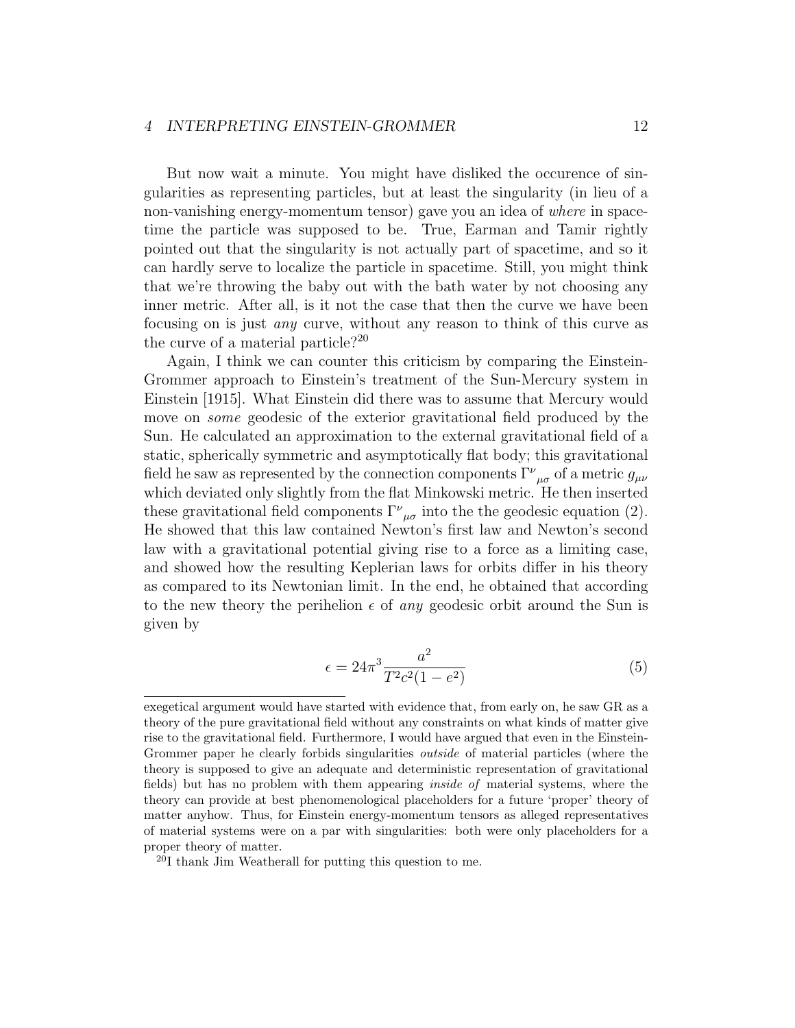But now wait a minute. You might have disliked the occurence of singularities as representing particles, but at least the singularity (in lieu of a non-vanishing energy-momentum tensor) gave you an idea of *where* in spacetime the particle was supposed to be. True, Earman and Tamir rightly pointed out that the singularity is not actually part of spacetime, and so it can hardly serve to localize the particle in spacetime. Still, you might think that we're throwing the baby out with the bath water by not choosing any inner metric. After all, is it not the case that then the curve we have been focusing on is just *any* curve, without any reason to think of this curve as the curve of a material particle?[20]

Again, I think we can counter this criticism by comparing the Einstein-Grommer approach to Einstein's treatment of the Sun-Mercury system in Einstein [1915]. What Einstein did there was to assume that Mercury would move on *some* geodesic of the exterior gravitational field produced by the Sun. He calculated an approximation to the external gravitational field of a static, spherically symmetric and asymptotically flat body; this gravitational field he saw as represented by the connection components ${\Gamma^{\nu}}_{\mu\sigma}$ of a metric $g_{\mu\nu}$ which deviated only slightly from the flat Minkowski metric. He then inserted these gravitational field components ${\Gamma^{\nu}}_{\mu\sigma}$ into the the geodesic equation (2). He showed that this law contained Newton's first law and Newton's second law with a gravitational potential giving rise to a force as a limiting case, and showed how the resulting Keplerian laws for orbits differ in his theory as compared to its Newtonian limit. In the end, he obtained that according to the new theory the perihelion $\epsilon$ of *any* geodesic orbit around the Sun is given by

$$\epsilon = 24\pi^3 \frac{a^2}{T^2 c^2 (1 - e^2)} \tag{5}$$

---

exegetical argument would have started with evidence that, from early on, he saw GR as a theory of the pure gravitational field without any constraints on what kinds of matter give rise to the gravitational field. Furthermore, I would have argued that even in the Einstein-Grommer paper he clearly forbids singularities *outside* of material particles (where the theory is supposed to give an adequate and deterministic representation of gravitational fields) but has no problem with them appearing *inside of* material systems, where the theory can provide at best phenomenological placeholders for a future 'proper' theory of matter anyhow. Thus, for Einstein energy-momentum tensors as alleged representatives of material systems were on a par with singularities: both were only placeholders for a proper theory of matter.

[20] I thank Jim Weatherall for putting this question to me.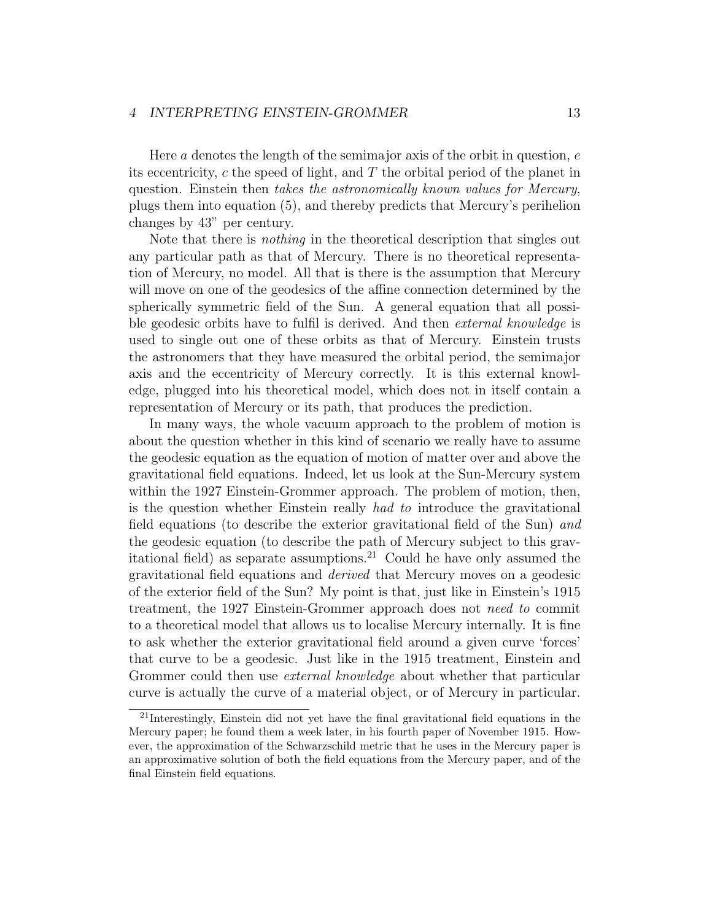Here $a$ denotes the length of the semimajor axis of the orbit in question, $e$ its eccentricity, $c$ the speed of light, and $T$ the orbital period of the planet in question. Einstein then *takes the astronomically known values for Mercury*, plugs them into equation (5), and thereby predicts that Mercury's perihelion changes by 43" per century.

Note that there is *nothing* in the theoretical description that singles out any particular path as that of Mercury. There is no theoretical representation of Mercury, no model. All that is there is the assumption that Mercury will move on one of the geodesics of the affine connection determined by the spherically symmetric field of the Sun. A general equation that all possible geodesic orbits have to fulfil is derived. And then *external knowledge* is used to single out one of these orbits as that of Mercury. Einstein trusts the astronomers that they have measured the orbital period, the semimajor axis and the eccentricity of Mercury correctly. It is this external knowledge, plugged into his theoretical model, which does not in itself contain a representation of Mercury or its path, that produces the prediction.

In many ways, the whole vacuum approach to the problem of motion is about the question whether in this kind of scenario we really have to assume the geodesic equation as the equation of motion of matter over and above the gravitational field equations. Indeed, let us look at the Sun-Mercury system within the 1927 Einstein-Grommer approach. The problem of motion, then, is the question whether Einstein really *had to* introduce the gravitational field equations (to describe the exterior gravitational field of the Sun) *and* the geodesic equation (to describe the path of Mercury subject to this gravitational field) as separate assumptions.[21] Could he have only assumed the gravitational field equations and *derived* that Mercury moves on a geodesic of the exterior field of the Sun? My point is that, just like in Einstein's 1915 treatment, the 1927 Einstein-Grommer approach does not *need to* commit to a theoretical model that allows us to localise Mercury internally. It is fine to ask whether the exterior gravitational field around a given curve 'forces' that curve to be a geodesic. Just like in the 1915 treatment, Einstein and Grommer could then use *external knowledge* about whether that particular curve is actually the curve of a material object, or of Mercury in particular.

[21]Interestingly, Einstein did not yet have the final gravitational field equations in the Mercury paper; he found them a week later, in his fourth paper of November 1915. However, the approximation of the Schwarzschild metric that he uses in the Mercury paper is an approximative solution of both the field equations from the Mercury paper, and of the final Einstein field equations.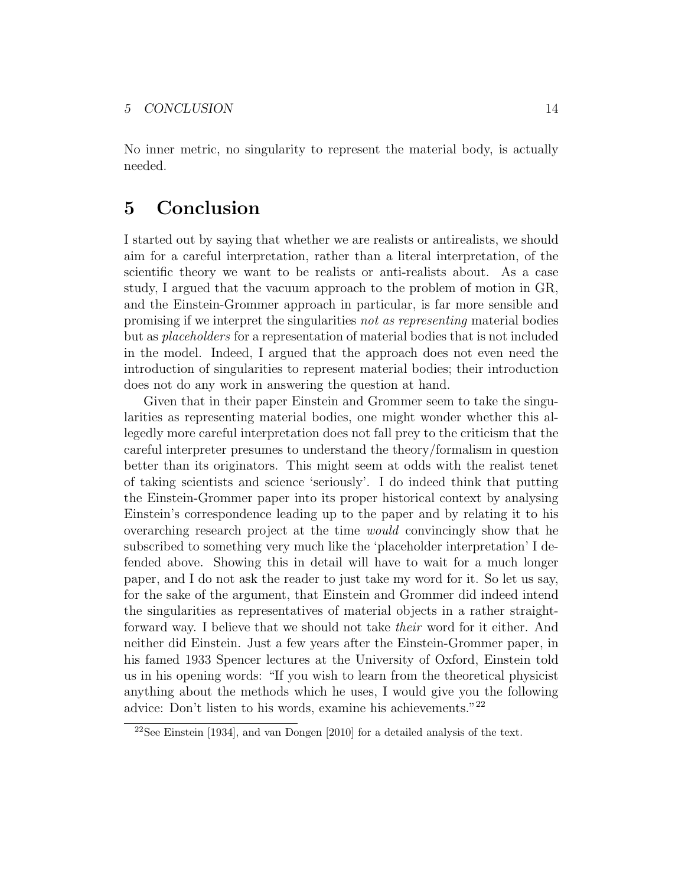No inner metric, no singularity to represent the material body, is actually needed.

# 5 Conclusion

I started out by saying that whether we are realists or antirealists, we should aim for a careful interpretation, rather than a literal interpretation, of the scientific theory we want to be realists or anti-realists about. As a case study, I argued that the vacuum approach to the problem of motion in GR, and the Einstein-Grommer approach in particular, is far more sensible and promising if we interpret the singularities *not as representing* material bodies but as *placeholders* for a representation of material bodies that is not included in the model. Indeed, I argued that the approach does not even need the introduction of singularities to represent material bodies; their introduction does not do any work in answering the question at hand.

Given that in their paper Einstein and Grommer seem to take the singularities as representing material bodies, one might wonder whether this allegedly more careful interpretation does not fall prey to the criticism that the careful interpreter presumes to understand the theory/formalism in question better than its originators. This might seem at odds with the realist tenet of taking scientists and science 'seriously'. I do indeed think that putting the Einstein-Grommer paper into its proper historical context by analysing Einstein's correspondence leading up to the paper and by relating it to his overarching research project at the time *would* convincingly show that he subscribed to something very much like the 'placeholder interpretation' I defended above. Showing this in detail will have to wait for a much longer paper, and I do not ask the reader to just take my word for it. So let us say, for the sake of the argument, that Einstein and Grommer did indeed intend the singularities as representatives of material objects in a rather straightforward way. I believe that we should not take *their* word for it either. And neither did Einstein. Just a few years after the Einstein-Grommer paper, in his famed 1933 Spencer lectures at the University of Oxford, Einstein told us in his opening words: "If you wish to learn from the theoretical physicist anything about the methods which he uses, I would give you the following advice: Don't listen to his words, examine his achievements."[22]

[22]See Einstein [1934], and van Dongen [2010] for a detailed analysis of the text.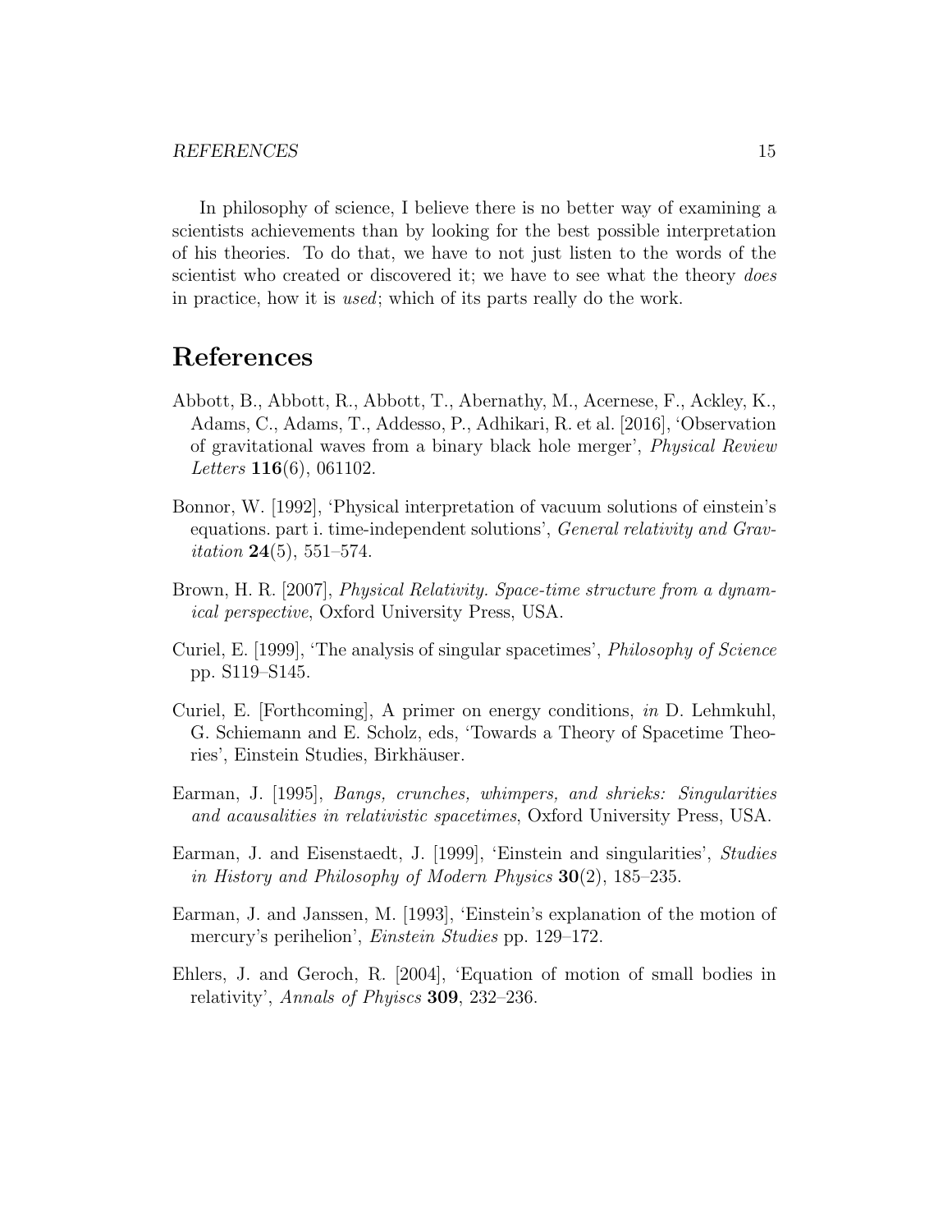In philosophy of science, I believe there is no better way of examining a scientists achievements than by looking for the best possible interpretation of his theories. To do that, we have to not just listen to the words of the scientist who created or discovered it; we have to see what the theory *does* in practice, how it is *used*; which of its parts really do the work.

# References

Abbott, B., Abbott, R., Abbott, T., Abernathy, M., Acernese, F., Ackley, K., Adams, C., Adams, T., Addesso, P., Adhikari, R. et al. [2016], 'Observation of gravitational waves from a binary black hole merger', *Physical Review Letters* **116**(6), 061102.

Bonnor, W. [1992], 'Physical interpretation of vacuum solutions of einstein's equations. part i. time-independent solutions', *General relativity and Gravitation* **24**(5), 551–574.

Brown, H. R. [2007], *Physical Relativity. Space-time structure from a dynamical perspective*, Oxford University Press, USA.

Curiel, E. [1999], 'The analysis of singular spacetimes', *Philosophy of Science* pp. S119–S145.

Curiel, E. [Forthcoming], A primer on energy conditions, *in* D. Lehmkuhl, G. Schiemann and E. Scholz, eds, 'Towards a Theory of Spacetime Theories', Einstein Studies, Birkhäuser.

Earman, J. [1995], *Bangs, crunches, whimpers, and shrieks: Singularities and acausalities in relativistic spacetimes*, Oxford University Press, USA.

Earman, J. and Eisenstaedt, J. [1999], 'Einstein and singularities', *Studies in History and Philosophy of Modern Physics* **30**(2), 185–235.

Earman, J. and Janssen, M. [1993], 'Einstein's explanation of the motion of mercury's perihelion', *Einstein Studies* pp. 129–172.

Ehlers, J. and Geroch, R. [2004], 'Equation of motion of small bodies in relativity', *Annals of Phyiscs* **309**, 232–236.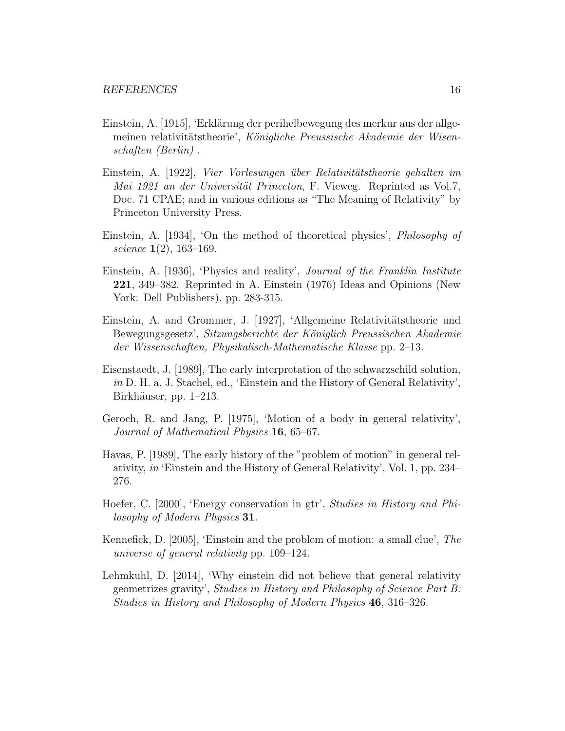Einstein, A. [1915], 'Erklärung der perihelbewegung des merkur aus der allgemeinen relativitätstheorie', *Königliche Preussische Akademie der Wisenschaften (Berlin)* .

Einstein, A. [1922], *Vier Vorlesungen über Relativitätstheorie gehalten im Mai 1921 an der Universität Princeton*, F. Vieweg. Reprinted as Vol.7, Doc. 71 CPAE; and in various editions as "The Meaning of Relativity" by Princeton University Press.

Einstein, A. [1934], 'On the method of theoretical physics', *Philosophy of science* **1**(2), 163–169.

Einstein, A. [1936], 'Physics and reality', *Journal of the Franklin Institute* **221**, 349–382. Reprinted in A. Einstein (1976) Ideas and Opinions (New York: Dell Publishers), pp. 283-315.

Einstein, A. and Grommer, J. [1927], 'Allgemeine Relativitätstheorie und Bewegungsgesetz', *Sitzungsberichte der Königlich Preussischen Akademie der Wissenschaften, Physikalisch-Mathematische Klasse* pp. 2–13.

Eisenstaedt, J. [1989], The early interpretation of the schwarzschild solution, *in* D. H. a. J. Stachel, ed., 'Einstein and the History of General Relativity', Birkhäuser, pp. 1–213.

Geroch, R. and Jang, P. [1975], 'Motion of a body in general relativity', *Journal of Mathematical Physics* **16**, 65–67.

Havas, P. [1989], The early history of the "problem of motion" in general relativity, *in* 'Einstein and the History of General Relativity', Vol. 1, pp. 234–276.

Hoefer, C. [2000], 'Energy conservation in gtr', *Studies in History and Philosophy of Modern Physics* **31**.

Kennefick, D. [2005], 'Einstein and the problem of motion: a small clue', *The universe of general relativity* pp. 109–124.

Lehmkuhl, D. [2014], 'Why einstein did not believe that general relativity geometrizes gravity', *Studies in History and Philosophy of Science Part B: Studies in History and Philosophy of Modern Physics* **46**, 316–326.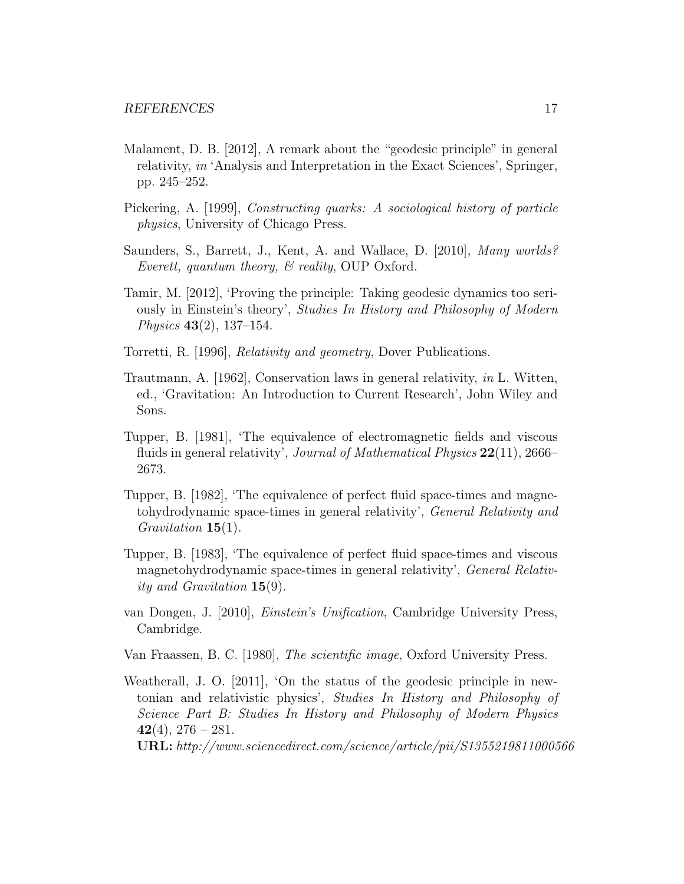Malament, D. B. [2012], A remark about the "geodesic principle" in general relativity, *in* 'Analysis and Interpretation in the Exact Sciences', Springer, pp. 245–252.

Pickering, A. [1999], *Constructing quarks: A sociological history of particle physics*, University of Chicago Press.

Saunders, S., Barrett, J., Kent, A. and Wallace, D. [2010], *Many worlds? Everett, quantum theory, & reality*, OUP Oxford.

Tamir, M. [2012], 'Proving the principle: Taking geodesic dynamics too seriously in Einstein's theory', *Studies In History and Philosophy of Modern Physics* **43**(2), 137–154.

Torretti, R. [1996], *Relativity and geometry*, Dover Publications.

Trautmann, A. [1962], Conservation laws in general relativity, *in* L. Witten, ed., 'Gravitation: An Introduction to Current Research', John Wiley and Sons.

Tupper, B. [1981], 'The equivalence of electromagnetic fields and viscous fluids in general relativity', *Journal of Mathematical Physics* **22**(11), 2666–2673.

Tupper, B. [1982], 'The equivalence of perfect fluid space-times and magnetohydrodynamic space-times in general relativity', *General Relativity and Gravitation* **15**(1).

Tupper, B. [1983], 'The equivalence of perfect fluid space-times and viscous magnetohydrodynamic space-times in general relativity', *General Relativity and Gravitation* **15**(9).

van Dongen, J. [2010], *Einstein's Unification*, Cambridge University Press, Cambridge.

Van Fraassen, B. C. [1980], *The scientific image*, Oxford University Press.

Weatherall, J. O. [2011], 'On the status of the geodesic principle in newtonian and relativistic physics', *Studies In History and Philosophy of Science Part B: Studies In History and Philosophy of Modern Physics* **42**(4), 276 – 281.
**URL:** *http://www.sciencedirect.com/science/article/pii/S1355219811000566*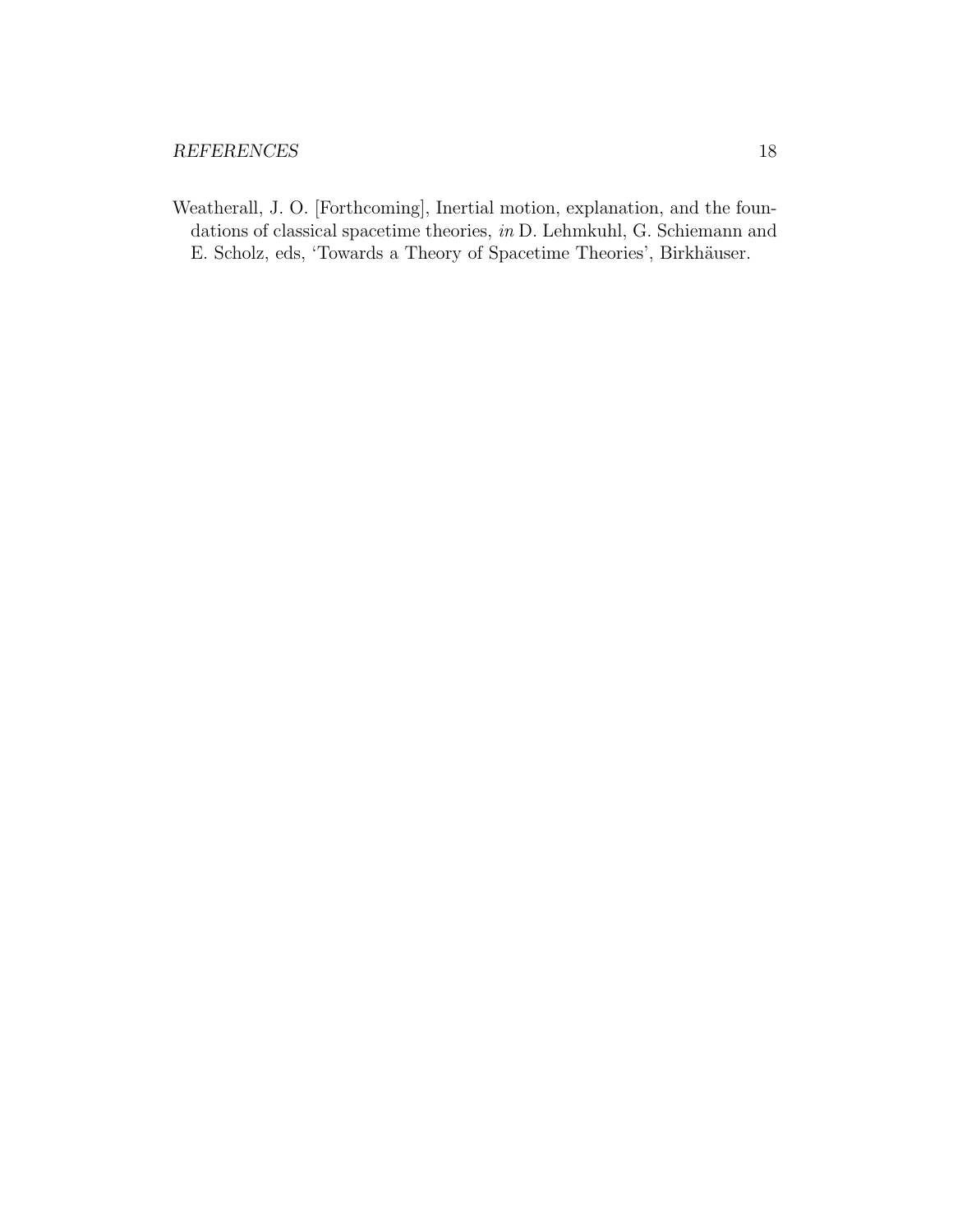Weatherall, J. O. [Forthcoming], Inertial motion, explanation, and the foundations of classical spacetime theories, *in* D. Lehmkuhl, G. Schiemann and E. Scholz, eds, 'Towards a Theory of Spacetime Theories', Birkhäuser.